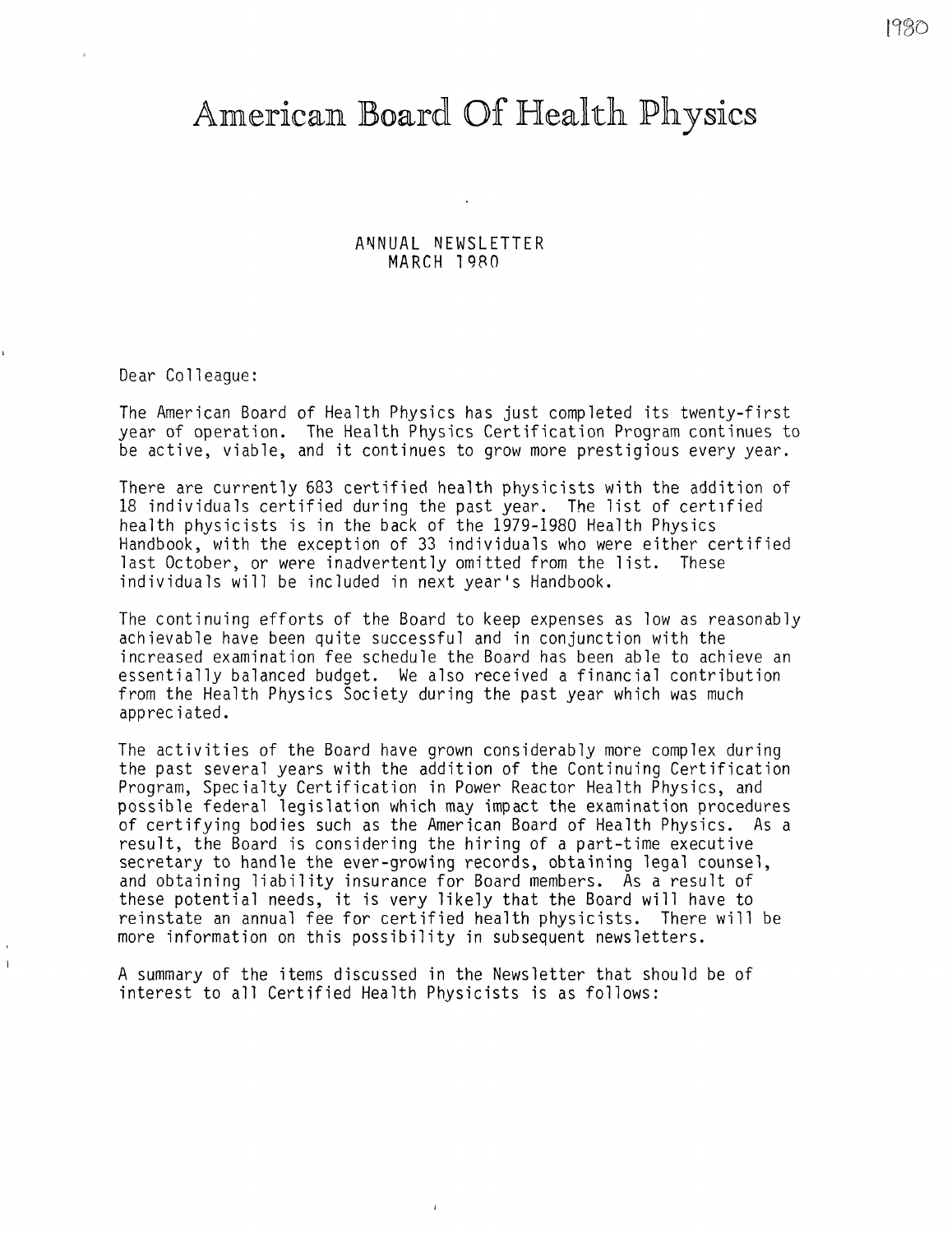# American Board Of Health Physics

ANNUAL NEWSLETTER
MARCH 1980

Dear Colleague:

The American Board of Health Physics has just completed its twenty-first year of operation. The Health Physics Certification Program continues to be active, viable, and it continues to grow more prestigious every year.

There are currently 683 certified health physicists with the addition of 18 individuals certified during the past year. The list of certified health physicists is in the back of the 1979-1980 Health Physics Handbook, with the exception of 33 individuals who were either certified last October, or were inadvertently omitted from the list. These individuals will be included in next year's Handbook.

The continuing efforts of the Board to keep expenses as low as reasonably achievable have been quite successful and in conjunction with the increased examination fee schedule the Board has been able to achieve an essentially balanced budget. We also received a financial contribution from the Health Physics Society during the past year which was much appreciated.

The activities of the Board have grown considerably more complex during the past several years with the addition of the Continuing Certification Program, Specialty Certification in Power Reactor Health Physics, and possible federal legislation which may impact the examination procedures of certifying bodies such as the American Board of Health Physics. As a result, the Board is considering the hiring of a part-time executive secretary to handle the ever-growing records, obtaining legal counsel, and obtaining liability insurance for Board members. As a result of these potential needs, it is very likely that the Board will have to reinstate an annual fee for certified health physicists. There will be more information on this possibility in subsequent newsletters.

A summary of the items discussed in the Newsletter that should be of interest to all Certified Health Physicists is as follows: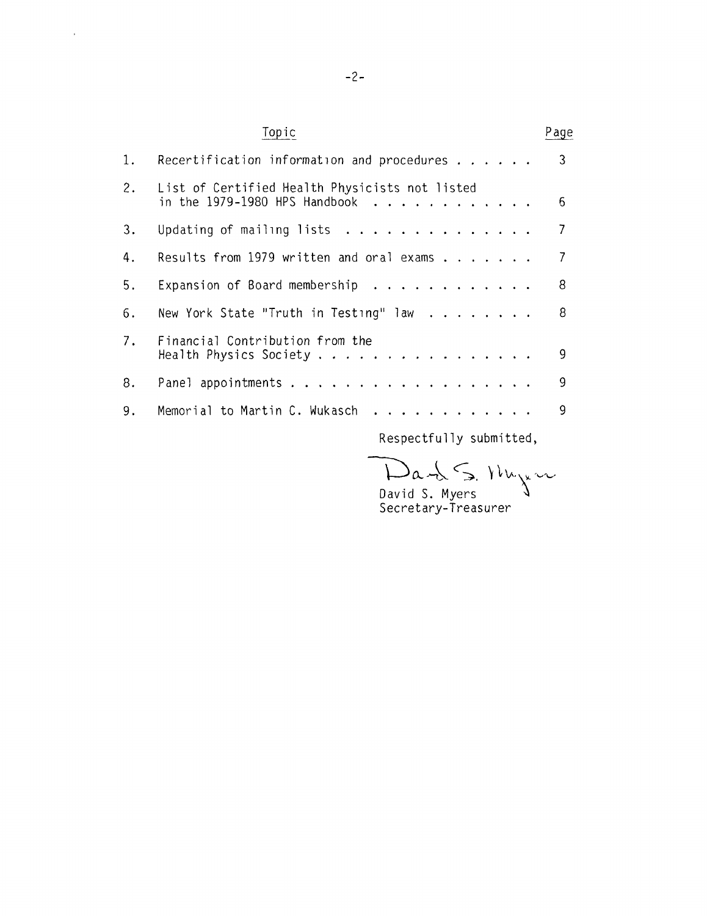| | Topic | Page |
|---|---|---|
| 1. | Recertification information and procedures | 3 |
| 2. | List of Certified Health Physicists not listed in the 1979-1980 HPS Handbook | 6 |
| 3. | Updating of mailing lists | 7 |
| 4. | Results from 1979 written and oral exams | 7 |
| 5. | Expansion of Board membership | 8 |
| 6. | New York State "Truth in Testing" law | 8 |
| 7. | Financial Contribution from the Health Physics Society | 9 |
| 8. | Panel appointments | 9 |
| 9. | Memorial to Martin C. Wukasch | 9 |

Respectfully submitted,

David S. Myers
Secretary-Treasurer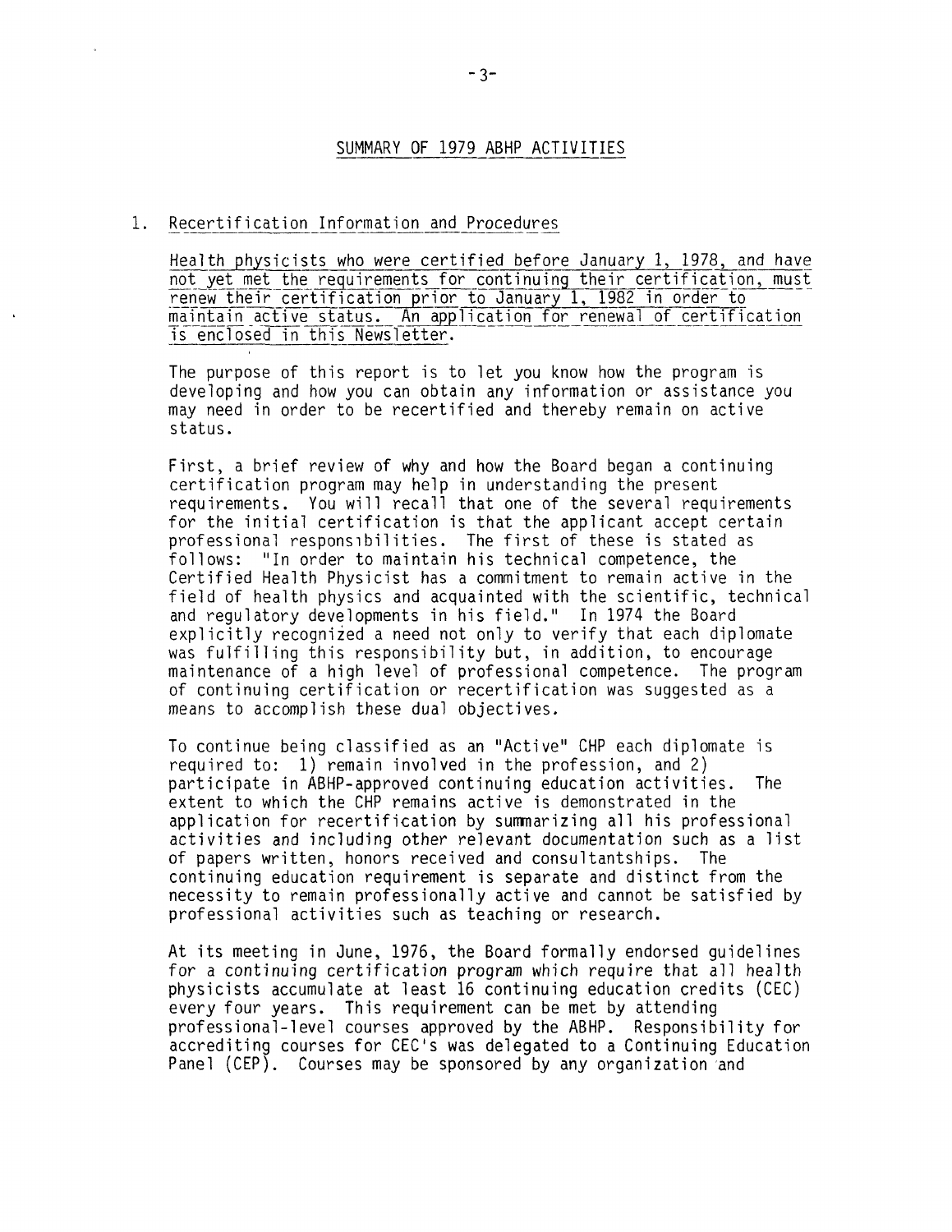## SUMMARY OF 1979 ABHP ACTIVITIES

1. Recertification Information and Procedures

   Health physicists who were certified before January 1, 1978, and have not yet met the requirements for continuing their certification, must renew their certification prior to January 1, 1982 in order to maintain active status. An application for renewal of certification is enclosed in this Newsletter.

   The purpose of this report is to let you know how the program is developing and how you can obtain any information or assistance you may need in order to be recertified and thereby remain on active status.

   First, a brief review of why and how the Board began a continuing certification program may help in understanding the present requirements. You will recall that one of the several requirements for the initial certification is that the applicant accept certain professional responsibilities. The first of these is stated as follows: "In order to maintain his technical competence, the Certified Health Physicist has a commitment to remain active in the field of health physics and acquainted with the scientific, technical and regulatory developments in his field." In 1974 the Board explicitly recognized a need not only to verify that each diplomate was fulfilling this responsibility but, in addition, to encourage maintenance of a high level of professional competence. The program of continuing certification or recertification was suggested as a means to accomplish these dual objectives.

   To continue being classified as an "Active" CHP each diplomate is required to: 1) remain involved in the profession, and 2) participate in ABHP-approved continuing education activities. The extent to which the CHP remains active is demonstrated in the application for recertification by summarizing all his professional activities and including other relevant documentation such as a list of papers written, honors received and consultantships. The continuing education requirement is separate and distinct from the necessity to remain professionally active and cannot be satisfied by professional activities such as teaching or research.

   At its meeting in June, 1976, the Board formally endorsed guidelines for a continuing certification program which require that all health physicists accumulate at least 16 continuing education credits (CEC) every four years. This requirement can be met by attending professional-level courses approved by the ABHP. Responsibility for accrediting courses for CEC's was delegated to a Continuing Education Panel (CEP). Courses may be sponsored by any organization and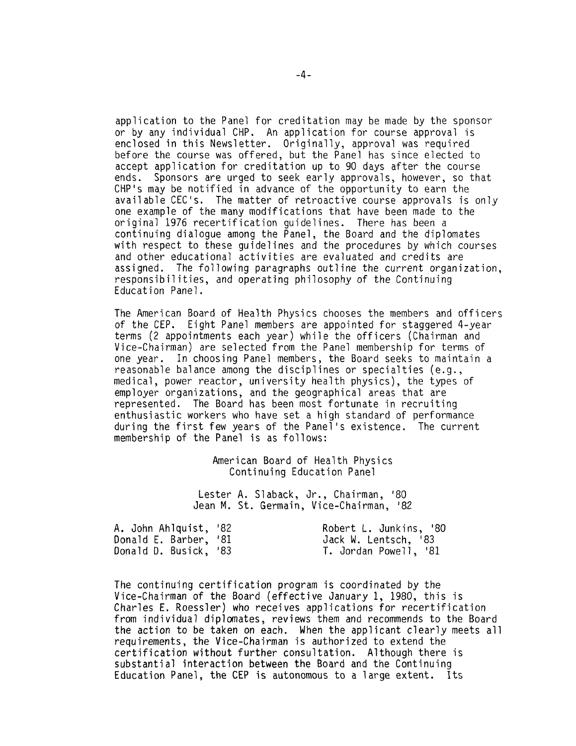application to the Panel for creditation may be made by the sponsor or by any individual CHP. An application for course approval is enclosed in this Newsletter. Originally, approval was required before the course was offered, but the Panel has since elected to accept application for creditation up to 90 days after the course ends. Sponsors are urged to seek early approvals, however, so that CHP's may be notified in advance of the opportunity to earn the available CEC's. The matter of retroactive course approvals is only one example of the many modifications that have been made to the original 1976 recertification guidelines. There has been a continuing dialogue among the Panel, the Board and the diplomates with respect to these guidelines and the procedures by which courses and other educational activities are evaluated and credits are assigned. The following paragraphs outline the current organization, responsibilities, and operating philosophy of the Continuing Education Panel.

The American Board of Health Physics chooses the members and officers of the CEP. Eight Panel members are appointed for staggered 4-year terms (2 appointments each year) while the officers (Chairman and Vice-Chairman) are selected from the Panel membership for terms of one year. In choosing Panel members, the Board seeks to maintain a reasonable balance among the disciplines or specialties (e.g., medical, power reactor, university health physics), the types of employer organizations, and the geographical areas that are represented. The Board has been most fortunate in recruiting enthusiastic workers who have set a high standard of performance during the first few years of the Panel's existence. The current membership of the Panel is as follows:

American Board of Health Physics
Continuing Education Panel

Lester A. Slaback, Jr., Chairman, '80
Jean M. St. Germain, Vice-Chairman, '82

A. John Ahlquist, '82
Donald E. Barber, '81
Donald D. Busick, '83
Robert L. Junkins, '80
Jack W. Lentsch, '83
T. Jordan Powell, '81

The continuing certification program is coordinated by the Vice-Chairman of the Board (effective January 1, 1980, this is Charles E. Roessler) who receives applications for recertification from individual diplomates, reviews them and recommends to the Board the action to be taken on each. When the applicant clearly meets all requirements, the Vice-Chairman is authorized to extend the certification without further consultation. Although there is substantial interaction between the Board and the Continuing Education Panel, the CEP is autonomous to a large extent. Its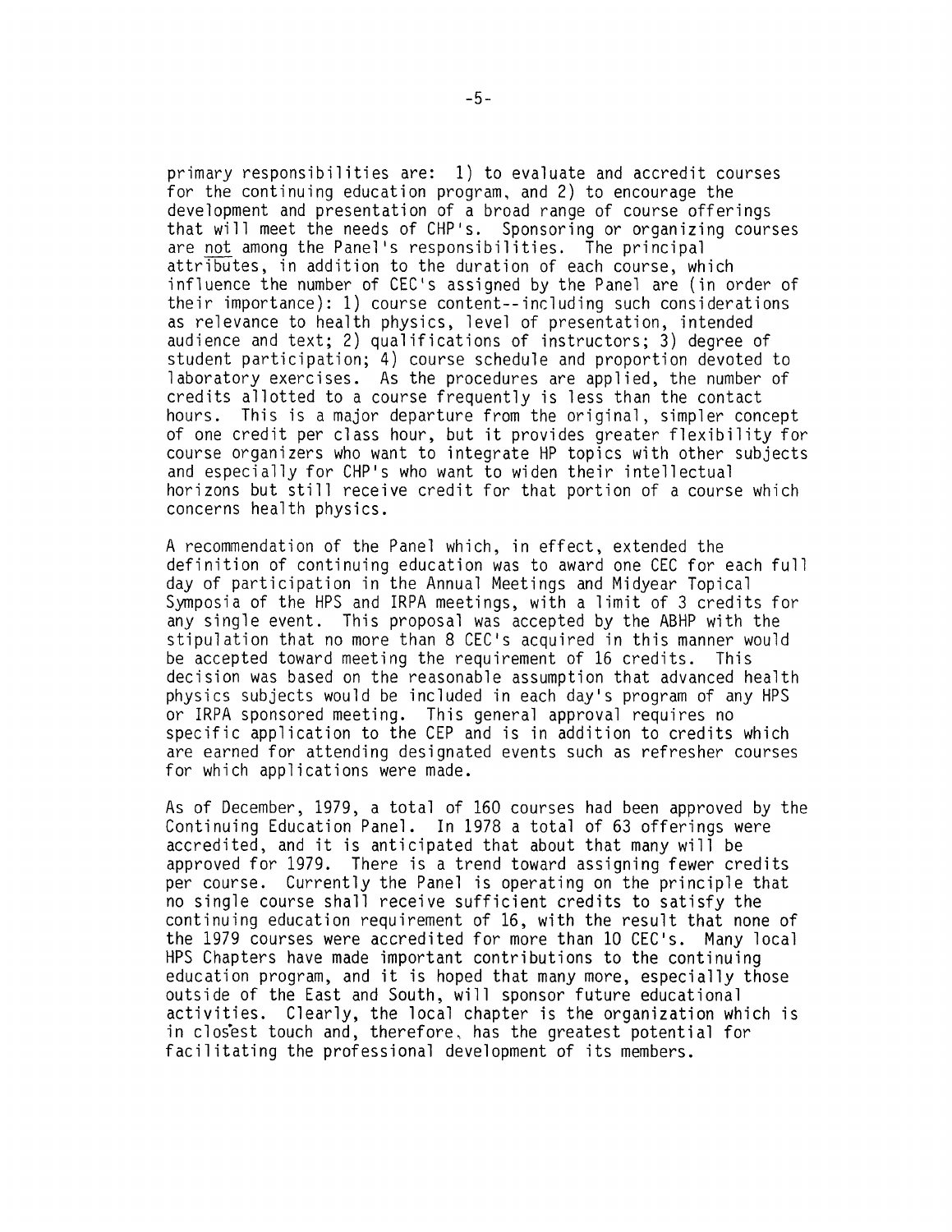primary responsibilities are: 1) to evaluate and accredit courses for the continuing education program, and 2) to encourage the development and presentation of a broad range of course offerings that will meet the needs of CHP's. Sponsoring or organizing courses are not among the Panel's responsibilities. The principal attributes, in addition to the duration of each course, which influence the number of CEC's assigned by the Panel are (in order of their importance): 1) course content--including such considerations as relevance to health physics, level of presentation, intended audience and text; 2) qualifications of instructors; 3) degree of student participation; 4) course schedule and proportion devoted to laboratory exercises. As the procedures are applied, the number of credits allotted to a course frequently is less than the contact hours. This is a major departure from the original, simpler concept of one credit per class hour, but it provides greater flexibility for course organizers who want to integrate HP topics with other subjects and especially for CHP's who want to widen their intellectual horizons but still receive credit for that portion of a course which concerns health physics.

A recommendation of the Panel which, in effect, extended the definition of continuing education was to award one CEC for each full day of participation in the Annual Meetings and Midyear Topical Symposia of the HPS and IRPA meetings, with a limit of 3 credits for any single event. This proposal was accepted by the ABHP with the stipulation that no more than 8 CEC's acquired in this manner would be accepted toward meeting the requirement of 16 credits. This decision was based on the reasonable assumption that advanced health physics subjects would be included in each day's program of any HPS or IRPA sponsored meeting. This general approval requires no specific application to the CEP and is in addition to credits which are earned for attending designated events such as refresher courses for which applications were made.

As of December, 1979, a total of 160 courses had been approved by the Continuing Education Panel. In 1978 a total of 63 offerings were accredited, and it is anticipated that about that many will be approved for 1979. There is a trend toward assigning fewer credits per course. Currently the Panel is operating on the principle that no single course shall receive sufficient credits to satisfy the continuing education requirement of 16, with the result that none of the 1979 courses were accredited for more than 10 CEC's. Many local HPS Chapters have made important contributions to the continuing education program, and it is hoped that many more, especially those outside of the East and South, will sponsor future educational activities. Clearly, the local chapter is the organization which is in closest touch and, therefore, has the greatest potential for facilitating the professional development of its members.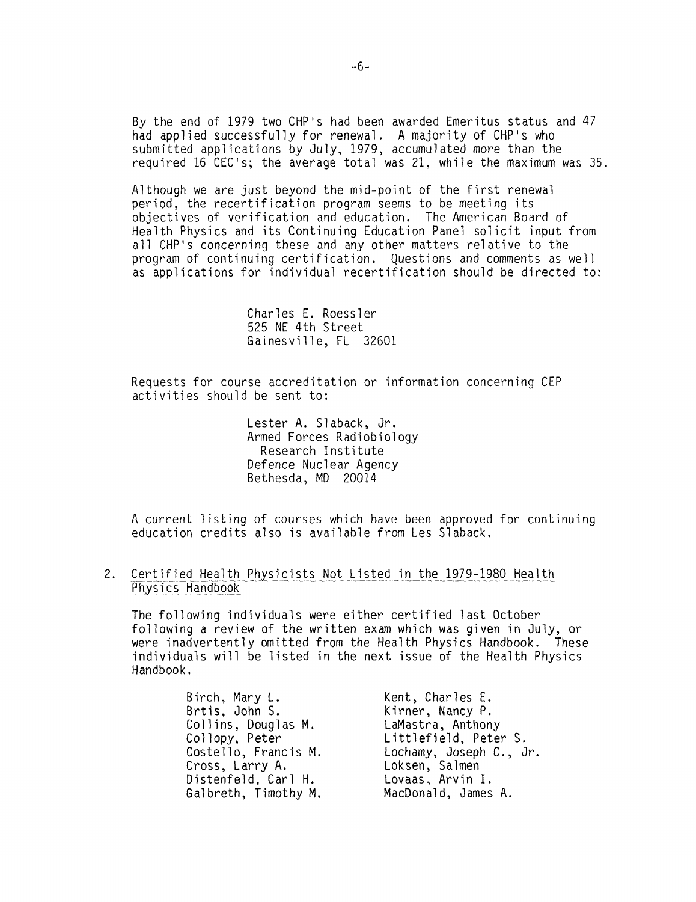By the end of 1979 two CHP's had been awarded Emeritus status and 47 had applied successfully for renewal. A majority of CHP's who submitted applications by July, 1979, accumulated more than the required 16 CEC's; the average total was 21, while the maximum was 35.

Although we are just beyond the mid-point of the first renewal period, the recertification program seems to be meeting its objectives of verification and education. The American Board of Health Physics and its Continuing Education Panel solicit input from all CHP's concerning these and any other matters relative to the program of continuing certification. Questions and comments as well as applications for individual recertification should be directed to:

> Charles E. Roessler
> 525 NE 4th Street
> Gainesville, FL 32601

Requests for course accreditation or information concerning CEP activities should be sent to:

> Lester A. Slaback, Jr.
> Armed Forces Radiobiology
> Research Institute
> Defence Nuclear Agency
> Bethesda, MD 20014

A current listing of courses which have been approved for continuing education credits also is available from Les Slaback.

2. Certified Health Physicists Not Listed in the 1979-1980 Health Physics Handbook

The following individuals were either certified last October following a review of the written exam which was given in July, or were inadvertently omitted from the Health Physics Handbook. These individuals will be listed in the next issue of the Health Physics Handbook.

Birch, Mary L.
Brtis, John S.
Collins, Douglas M.
Collopy, Peter
Costello, Francis M.
Cross, Larry A.
Distenfeld, Carl H.
Galbreth, Timothy M.
Kent, Charles E.
Kirner, Nancy P.
LaMastra, Anthony
Littlefield, Peter S.
Lochamy, Joseph C., Jr.
Loksen, Salmen
Lovaas, Arvin I.
MacDonald, James A.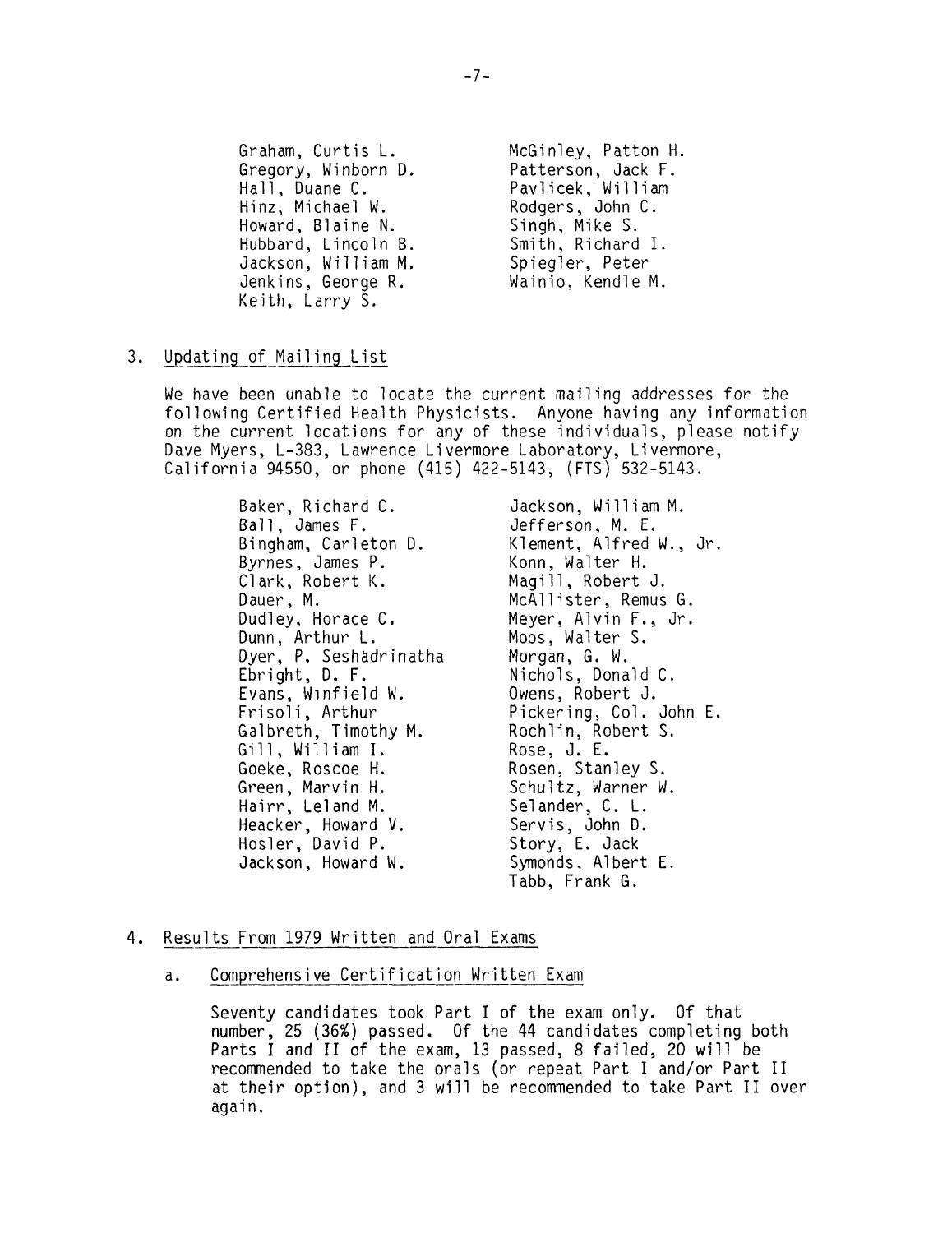Graham, Curtis L.
Gregory, Winborn D.
Hall, Duane C.
Hinz, Michael W.
Howard, Blaine N.
Hubbard, Lincoln B.
Jackson, William M.
Jenkins, George R.
Keith, Larry S.
McGinley, Patton H.
Patterson, Jack F.
Pavlicek, William
Rodgers, John C.
Singh, Mike S.
Smith, Richard I.
Spiegler, Peter
Wainio, Kendle M.

3. Updating of Mailing List

We have been unable to locate the current mailing addresses for the following Certified Health Physicists. Anyone having any information on the current locations for any of these individuals, please notify Dave Myers, L-383, Lawrence Livermore Laboratory, Livermore, California 94550, or phone (415) 422-5143, (FTS) 532-5143.

Baker, Richard C.
Ball, James F.
Bingham, Carleton D.
Byrnes, James P.
Clark, Robert K.
Dauer, M.
Dudley, Horace C.
Dunn, Arthur L.
Dyer, P. Seshadrinatha
Ebright, D. F.
Evans, Winfield W.
Frisoli, Arthur
Galbreth, Timothy M.
Gill, William I.
Goeke, Roscoe H.
Green, Marvin H.
Hairr, Leland M.
Heacker, Howard V.
Hosler, David P.
Jackson, Howard W.
Jackson, William M.
Jefferson, M. E.
Klement, Alfred W., Jr.
Konn, Walter H.
Magill, Robert J.
McAllister, Remus G.
Meyer, Alvin F., Jr.
Moos, Walter S.
Morgan, G. W.
Nichols, Donald C.
Owens, Robert J.
Pickering, Col. John E.
Rochlin, Robert S.
Rose, J. E.
Rosen, Stanley S.
Schultz, Warner W.
Selander, C. L.
Servis, John D.
Story, E. Jack
Symonds, Albert E.
Tabb, Frank G.

4. Results From 1979 Written and Oral Exams

a. Comprehensive Certification Written Exam

Seventy candidates took Part I of the exam only. Of that number, 25 (36%) passed. Of the 44 candidates completing both Parts I and II of the exam, 13 passed, 8 failed, 20 will be recommended to take the orals (or repeat Part I and/or Part II at their option), and 3 will be recommended to take Part II over again.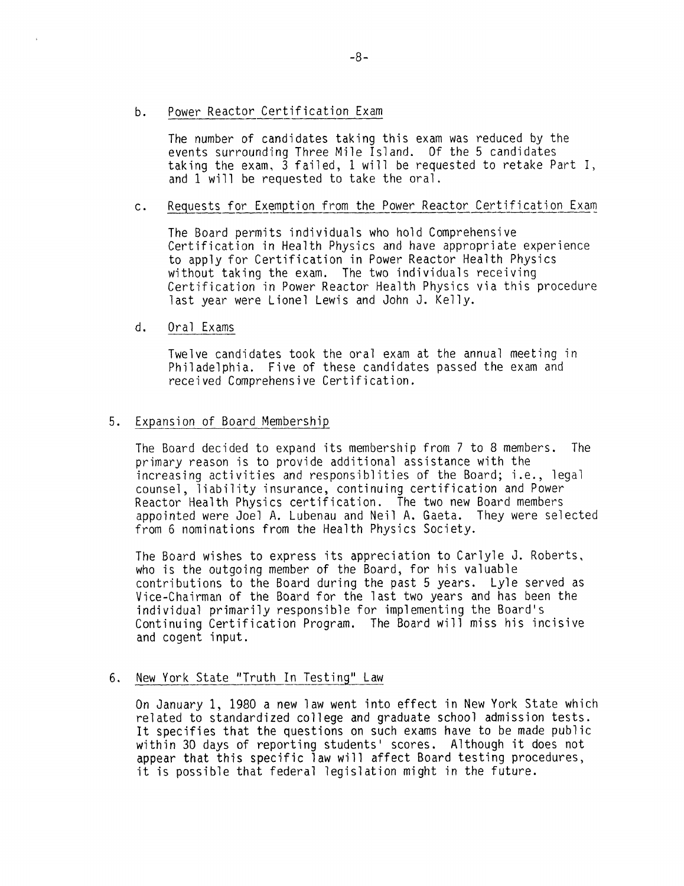b. Power Reactor Certification Exam

The number of candidates taking this exam was reduced by the events surrounding Three Mile Island. Of the 5 candidates taking the exam, 3 failed, 1 will be requested to retake Part I, and 1 will be requested to take the oral.

c. Requests for Exemption from the Power Reactor Certification Exam

The Board permits individuals who hold Comprehensive Certification in Health Physics and have appropriate experience to apply for Certification in Power Reactor Health Physics without taking the exam. The two individuals receiving Certification in Power Reactor Health Physics via this procedure last year were Lionel Lewis and John J. Kelly.

d. Oral Exams

Twelve candidates took the oral exam at the annual meeting in Philadelphia. Five of these candidates passed the exam and received Comprehensive Certification.

5. Expansion of Board Membership

The Board decided to expand its membership from 7 to 8 members. The primary reason is to provide additional assistance with the increasing activities and responsiblities of the Board; i.e., legal counsel, liability insurance, continuing certification and Power Reactor Health Physics certification. The two new Board members appointed were Joel A. Lubenau and Neil A. Gaeta. They were selected from 6 nominations from the Health Physics Society.

The Board wishes to express its appreciation to Carlyle J. Roberts, who is the outgoing member of the Board, for his valuable contributions to the Board during the past 5 years. Lyle served as Vice-Chairman of the Board for the last two years and has been the individual primarily responsible for implementing the Board's Continuing Certification Program. The Board will miss his incisive and cogent input.

6. New York State "Truth In Testing" Law

On January 1, 1980 a new law went into effect in New York State which related to standardized college and graduate school admission tests. It specifies that the questions on such exams have to be made public within 30 days of reporting students' scores. Although it does not appear that this specific law will affect Board testing procedures, it is possible that federal legislation might in the future.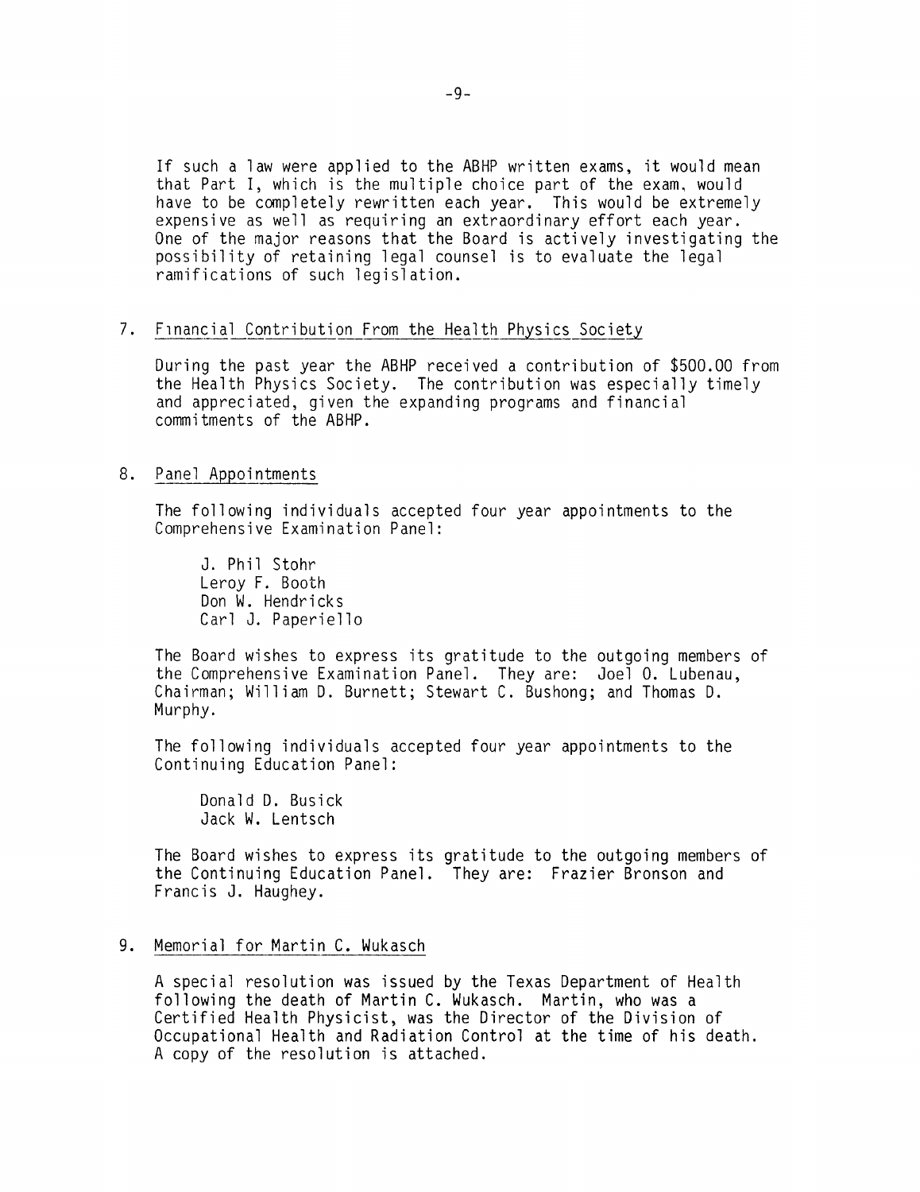If such a law were applied to the ABHP written exams, it would mean that Part I, which is the multiple choice part of the exam, would have to be completely rewritten each year. This would be extremely expensive as well as requiring an extraordinary effort each year. One of the major reasons that the Board is actively investigating the possibility of retaining legal counsel is to evaluate the legal ramifications of such legislation.

7. Financial Contribution From the Health Physics Society

During the past year the ABHP received a contribution of $500.00 from the Health Physics Society. The contribution was especially timely and appreciated, given the expanding programs and financial commitments of the ABHP.

8. Panel Appointments

The following individuals accepted four year appointments to the Comprehensive Examination Panel:

J. Phil Stohr
Leroy F. Booth
Don W. Hendricks
Carl J. Paperiello

The Board wishes to express its gratitude to the outgoing members of the Comprehensive Examination Panel. They are: Joel O. Lubenau, Chairman; William D. Burnett; Stewart C. Bushong; and Thomas D. Murphy.

The following individuals accepted four year appointments to the Continuing Education Panel:

Donald D. Busick
Jack W. Lentsch

The Board wishes to express its gratitude to the outgoing members of the Continuing Education Panel. They are: Frazier Bronson and Francis J. Haughey.

9. Memorial for Martin C. Wukasch

A special resolution was issued by the Texas Department of Health following the death of Martin C. Wukasch. Martin, who was a Certified Health Physicist, was the Director of the Division of Occupational Health and Radiation Control at the time of his death. A copy of the resolution is attached.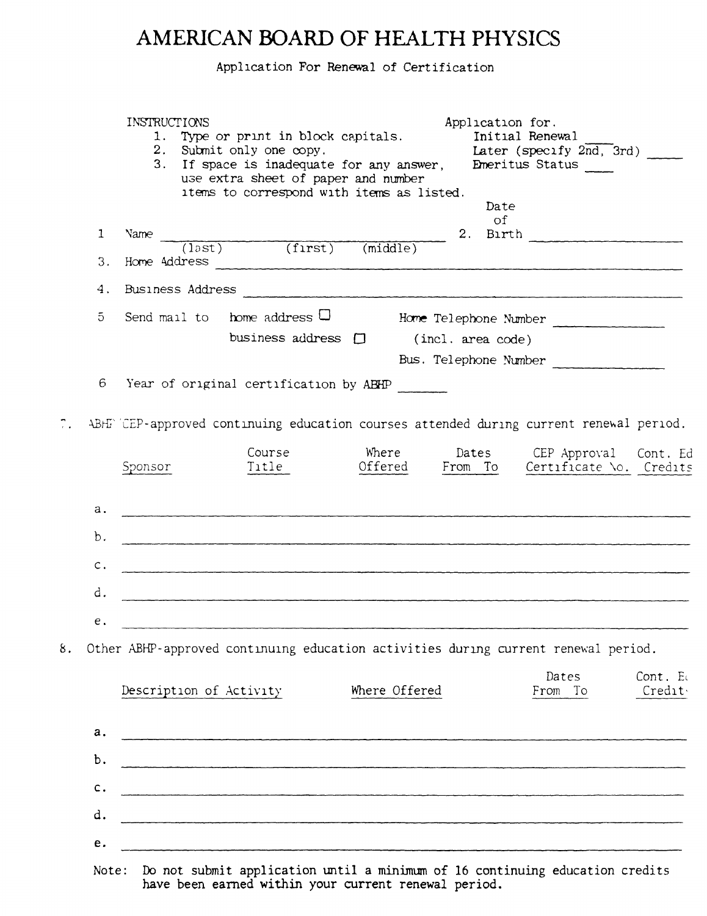# AMERICAN BOARD OF HEALTH PHYSICS

Application For Renewal of Certification

INSTRUCTIONS

1. Type or print in block capitals.
2. Submit only one copy.
3. If space is inadequate for any answer, use extra sheet of paper and number items to correspond with items as listed.

Application for.
Initial Renewal ____
Later (specify 2nd, 3rd) _____
Emeritus Status ____

1 Name ______________________________ (last) (first) (middle)

2. Date of Birth ________________

3. Home Address ______________________________

4. Business Address ______________________________

5 Send mail to home address ☐ business address ☐

Home Telephone Number ______________ (incl. area code)

Bus. Telephone Number ______________

6 Year of original certification by ABHP ______

7. ABHP CEP-approved continuing education courses attended during current renewal period.

| | Sponsor | Course Title | Where Offered | Dates From To | CEP Approval Certificate No. | Cont. Ed Credits |
|---|---|---|---|---|---|---|
| a. | | | | | | |
| b. | | | | | | |
| c. | | | | | | |
| d. | | | | | | |
| e. | | | | | | |

8. Other ABHP-approved continuing education activities during current renewal period.

| | Description of Activity | Where Offered | Dates From To | Cont. Ed Credits |
|---|---|---|---|---|
| a. | | | | |
| b. | | | | |
| c. | | | | |
| d. | | | | |
| e. | | | | |

Note: Do not submit application until a minimum of 16 continuing education credits have been earned within your current renewal period.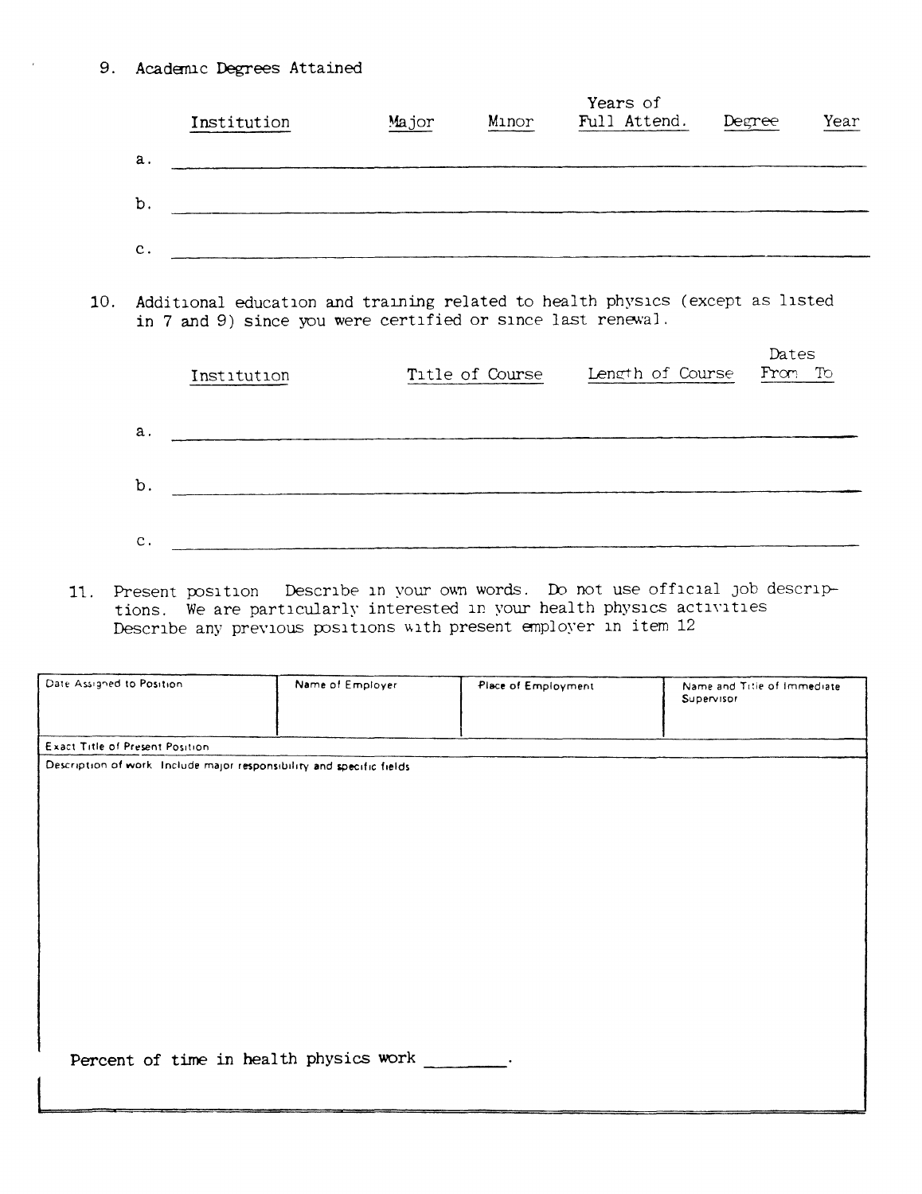9. Academic Degrees Attained

| | Institution | Major | Minor | Years of Full Attend. | Degree | Year |
|---|---|---|---|---|---|---|
| a. | | | | | | |
| b. | | | | | | |
| c. | | | | | | |

10. Additional education and training related to health physics (except as listed in 7 and 9) since you were certified or since last renewal.

| | Institution | Title of Course | Length of Course | Dates From | To |
|---|---|---|---|---|---|
| a. | | | | | |
| b. | | | | | |
| c. | | | | | |

11. Present position Describe in your own words. Do not use official job descriptions. We are particularly interested in your health physics activities Describe any previous positions with present employer in item 12

| Date Assigned to Position | Name of Employer | Place of Employment | Name and Title of Immediate Supervisor |
|---|---|---|---|
| | | | |

Exact Title of Present Position

Description of work Include major responsibility and specific fields

Percent of time in health physics work ________.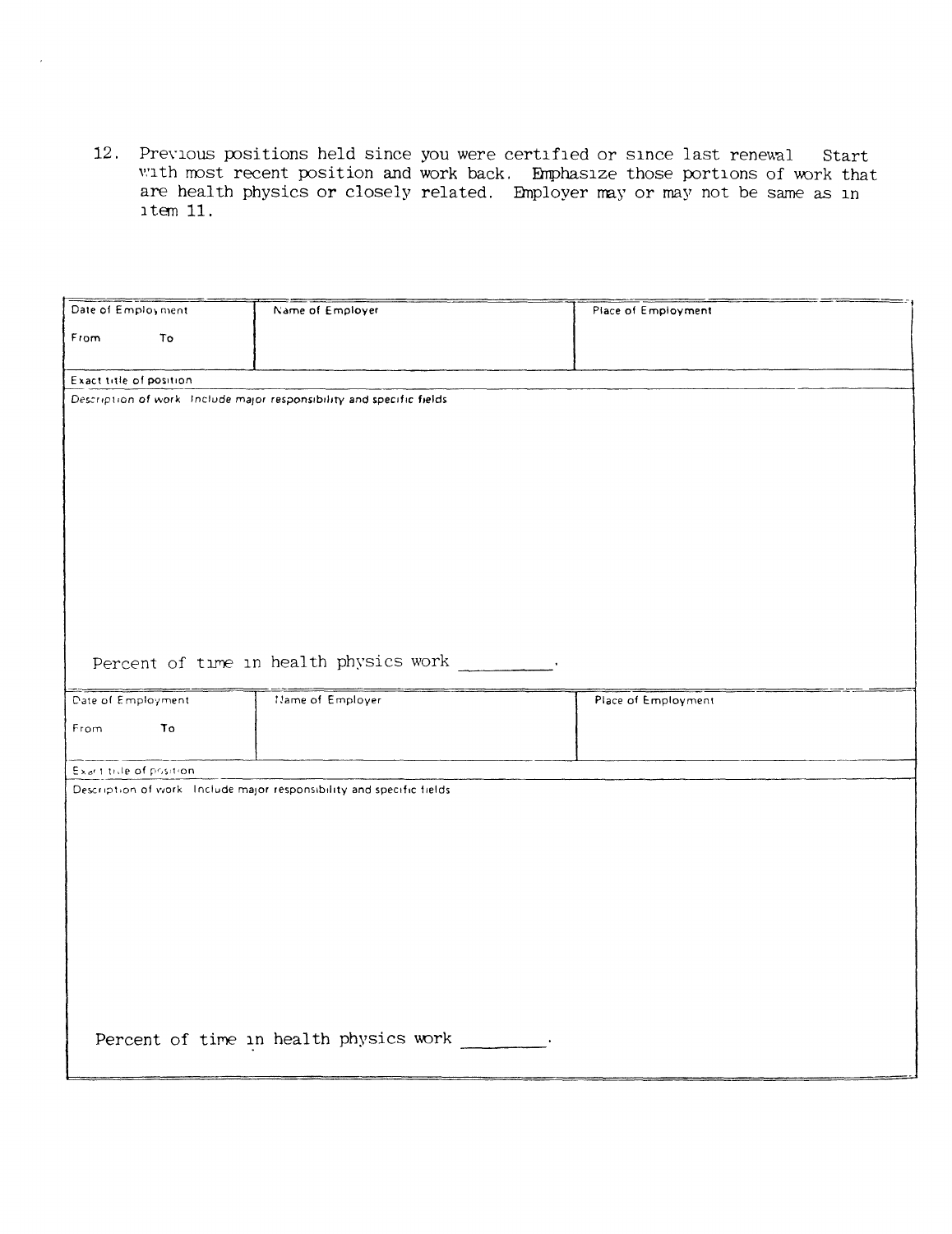12. Previous positions held since you were certified or since last renewal  Start with most recent position and work back. Emphasize those portions of work that are health physics or closely related. Employer may or may not be same as in item 11.

| Date of Employment<br>From To | Name of Employer | Place of Employment |
|---|---|---|
| Exact title of position | | |
| Description of work Include major responsibility and specific fields<br><br>Percent of time in health physics work ________. | | |

| Date of Employment<br>From To | Name of Employer | Place of Employment |
|---|---|---|
| Exact title of position | | |
| Description of work Include major responsibility and specific fields<br><br>Percent of time in health physics work ________. | | |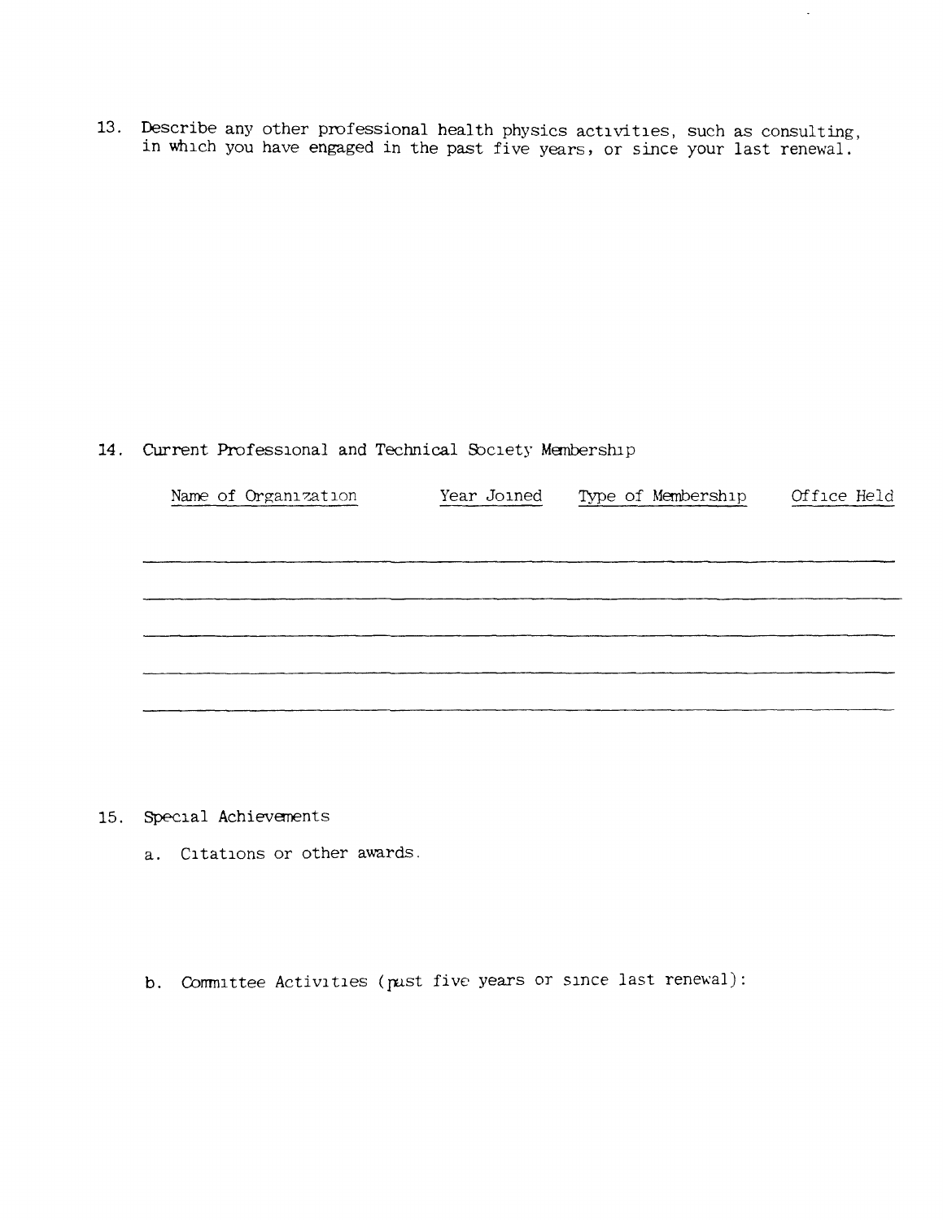13. Describe any other professional health physics activities, such as consulting, in which you have engaged in the past five years, or since your last renewal.

14. Current Professional and Technical Society Membership

| Name of Organization | Year Joined | Type of Membership | Office Held |
| --- | --- | --- | --- |
| | | | |
| | | | |
| | | | |
| | | | |
| | | | |

15. Special Achievements

   a. Citations or other awards.

   b. Committee Activities (past five years or since last renewal):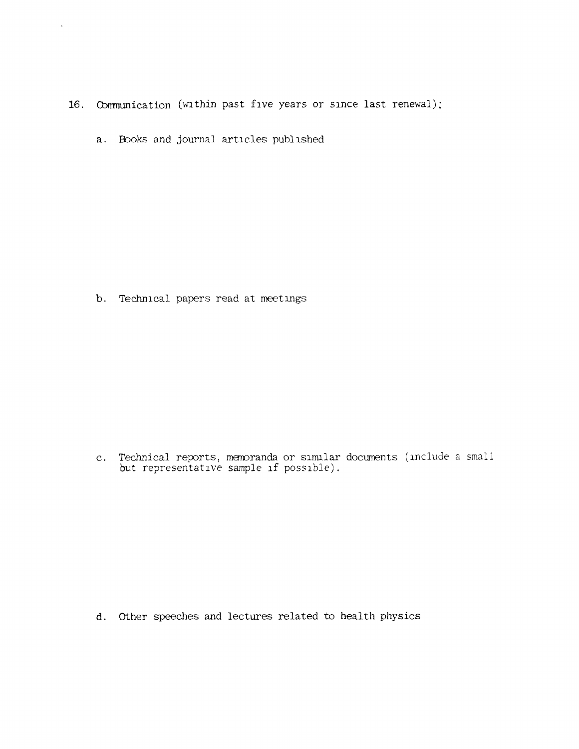16. Communication (within past five years or since last renewal):

    a. Books and journal articles published

    b. Technical papers read at meetings

    c. Technical reports, memoranda or similar documents (include a small but representative sample if possible).

    d. Other speeches and lectures related to health physics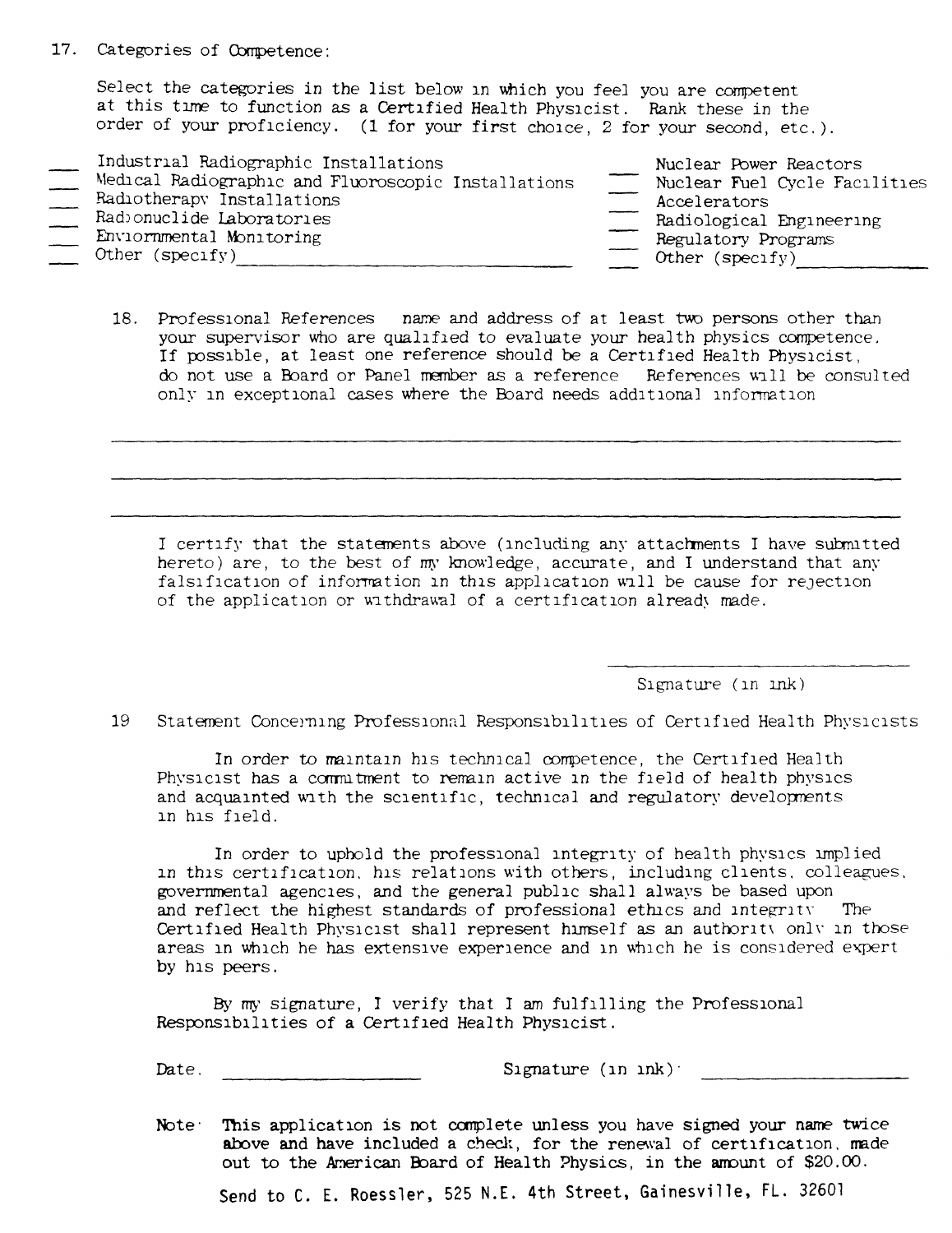17. Categories of Competence:

Select the categories in the list below in which you feel you are competent at this time to function as a Certified Health Physicist. Rank these in the order of your proficiency. (1 for your first choice, 2 for your second, etc.).

___ Industrial Radiographic Installations
___ Medical Radiographic and Fluoroscopic Installations
___ Radiotherapy Installations
___ Radionuclide Laboratories
___ Environmental Monitoring
___ Other (specify)______________________________

___ Nuclear Power Reactors
___ Nuclear Fuel Cycle Facilities
___ Accelerators
___ Radiological Engineering
___ Regulatory Programs
___ Other (specify)____________

18. Professional References name and address of at least two persons other than your supervisor who are qualified to evaluate your health physics competence. If possible, at least one reference should be a Certified Health Physicist, do not use a Board or Panel member as a reference References will be consulted only in exceptional cases where the Board needs additional information

______________________________________________________________________

______________________________________________________________________

______________________________________________________________________

I certify that the statements above (including any attachments I have submitted hereto) are, to the best of my knowledge, accurate, and I understand that any falsification of information in this application will be cause for rejection of the application or withdrawal of a certification already made.

______________________
Signature (in ink)

19 Statement Concerning Professional Responsibilities of Certified Health Physicists

In order to maintain his technical competence, the Certified Health Physicist has a commitment to remain active in the field of health physics and acquainted with the scientific, technical and regulatory developments in his field.

In order to uphold the professional integrity of health physics implied in this certification, his relations with others, including clients, colleagues, governmental agencies, and the general public shall always be based upon and reflect the highest standards of professional ethics and integrity The Certified Health Physicist shall represent himself as an authority only in those areas in which he has extensive experience and in which he is considered expert by his peers.

By my signature, I verify that I am fulfilling the Professional Responsibilities of a Certified Health Physicist.

Date. ____________________ Signature (in ink) ____________________

Note: **This application is not complete unless you have signed your name twice above and have included a check, for the renewal of certification, made out to the American Board of Health Physics, in the amount of $20.00.**

Send to C. E. Roessler, 525 N.E. 4th Street, Gainesville, FL. 32601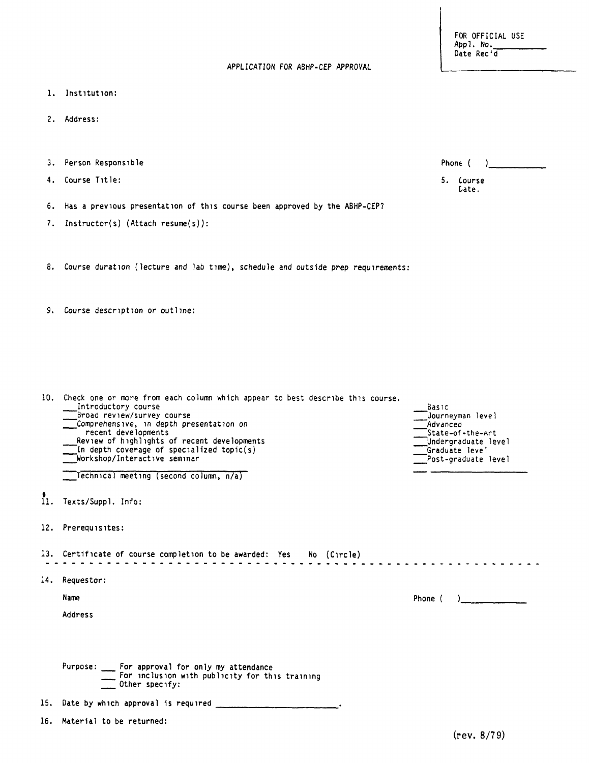FOR OFFICIAL USE
Appl. No.\_\_\_\_\_\_\_\_\_\_
Date Rec'd

APPLICATION FOR ABHP-CEP APPROVAL

1. Institution:

2. Address:

3. Person Responsible — Phone ( ) \_\_\_\_\_\_\_\_\_\_

4. Course Title: — 5. Course Date.

6. Has a previous presentation of this course been approved by the ABHP-CEP?

7. Instructor(s) (Attach resume(s)):

8. Course duration (lecture and lab time), schedule and outside prep requirements:

9. Course description or outline:

10. Check one or more from each column which appear to best describe this course.

| | |
|---|---|
| \_\_\_ Introductory course | \_\_\_ Basic |
| \_\_\_ Broad review/survey course | \_\_\_ Journeyman level |
| \_\_\_ Comprehensive, in depth presentation on recent developments | \_\_\_ Advanced |
| \_\_\_ Review of highlights of recent developments | \_\_\_ State-of-the-Art |
| \_\_\_ In depth coverage of specialized topic(s) | \_\_\_ Undergraduate level |
| \_\_\_ Workshop/Interactive seminar | \_\_\_ Graduate level |
| | \_\_\_ Post-graduate level |
| \_\_\_ Technical meeting (second column, n/a) | \_\_\_ \_\_\_\_\_\_\_\_\_\_\_\_ |

11. Texts/Suppl. Info:

12. Prerequisites:

13. Certificate of course completion to be awarded: Yes No (Circle)

- - - - - - - - - - - - - - - - - - - - - - - - - - - - - - - - - - - - - - - -

14. Requestor:

    Name — Phone ( ) \_\_\_\_\_\_\_\_\_\_

    Address

    Purpose: \_\_\_ For approval for only my attendance
    \_\_\_ For inclusion with publicity for this training
    \_\_\_ Other specify:

15. Date by which approval is required \_\_\_\_\_\_\_\_\_\_\_\_\_\_\_\_\_\_\_\_.

16. Material to be returned:

(rev. 8/79)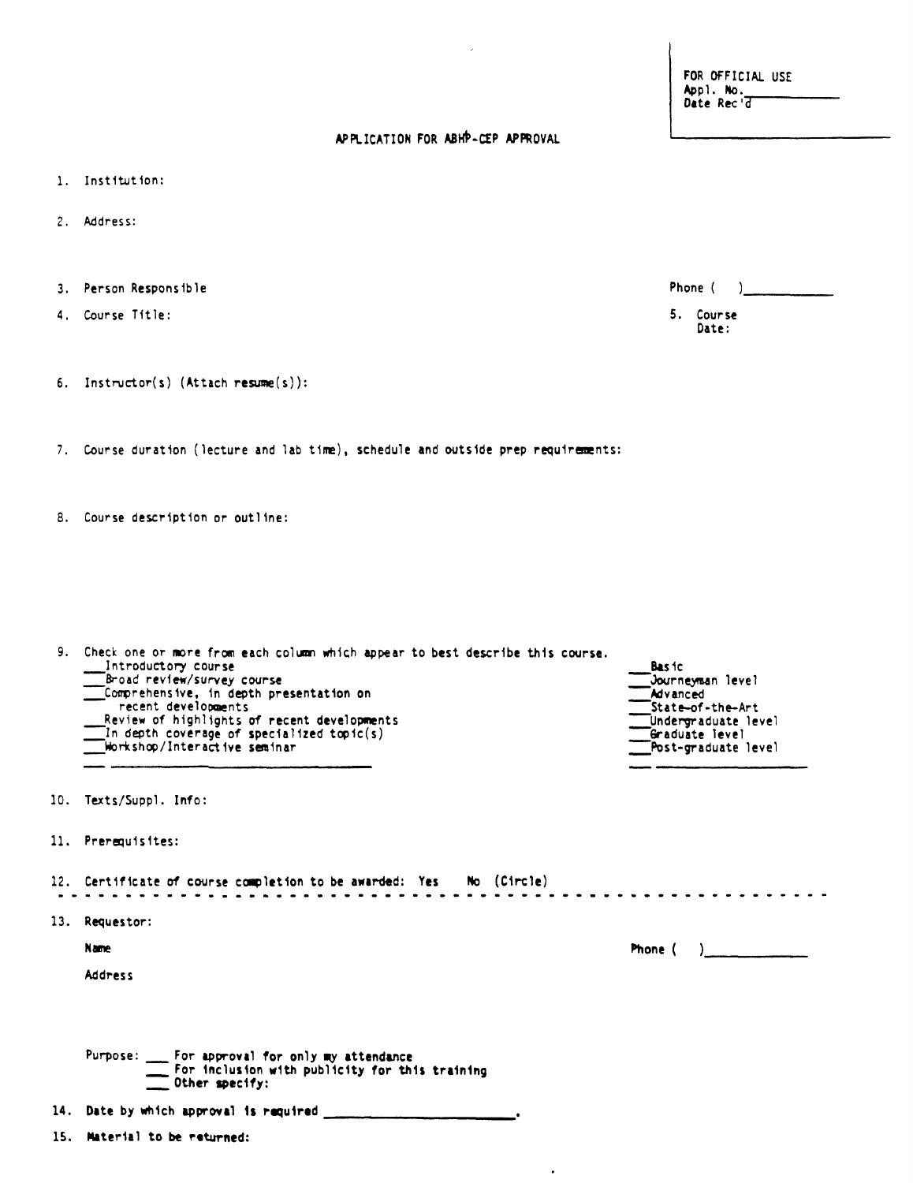FOR OFFICIAL USE
Appl. No.\_\_\_\_\_\_\_\_\_\_
Date Rec'd

## APPLICATION FOR ABHP-CEP APPROVAL

1. Institution:

2. Address:

3. Person Responsible                                                                 Phone (    )\_\_\_\_\_\_\_\_\_\_

4. Course Title:                                                                 5. Course Date:

6. Instructor(s) (Attach resume(s)):

7. Course duration (lecture and lab time), schedule and outside prep requirements:

8. Course description or outline:

9. Check one or more from each column which appear to best describe this course.

| | |
|---|---|
| \_\_\_Introductory course | \_\_\_Basic |
| \_\_\_Broad review/survey course | \_\_\_Journeyman level |
| \_\_\_Comprehensive, in depth presentation on recent developments | \_\_\_Advanced |
| \_\_\_Review of highlights of recent developments | \_\_\_State-of-the-Art |
| \_\_\_In depth coverage of specialized topic(s) | \_\_\_Undergraduate level |
| \_\_\_Workshop/Interactive seminar | \_\_\_Graduate level |
| \_\_\_ \_\_\_\_\_\_\_\_\_\_\_\_\_\_\_\_\_\_ | \_\_\_Post-graduate level |
| | \_\_\_ \_\_\_\_\_\_\_\_\_\_\_\_\_\_\_\_\_\_ |

10. Texts/Suppl. Info:

11. Prerequisites:

12. Certificate of course completion to be awarded: Yes   No (Circle)

- - - - - - - - - - - - - - - - - - - - - - - - - - - - - - - - - - - - - - - - - - - - - -

13. Requestor:

    Name                                                                 Phone (    )\_\_\_\_\_\_\_\_\_\_

    Address

    Purpose: \_\_\_ For approval for only my attendance
    \_\_\_ For inclusion with publicity for this training
    \_\_\_ Other specify:

14. Date by which approval is required \_\_\_\_\_\_\_\_\_\_\_\_\_\_\_\_\_\_\_\_.

15. Material to be returned: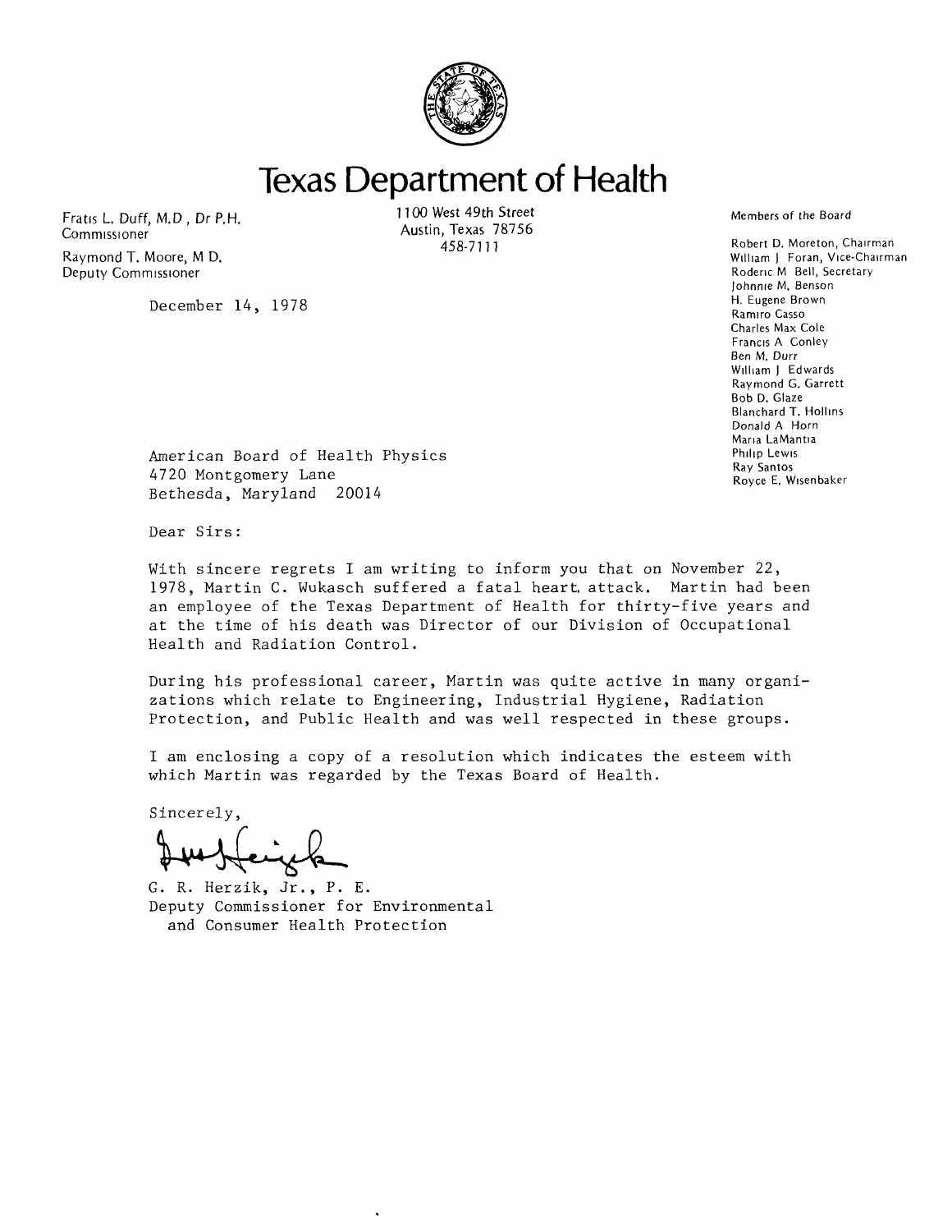# Texas Department of Health

Fratis L. Duff, M.D , Dr P.H.
Commissioner

Raymond T. Moore, M D.
Deputy Commissioner

1100 West 49th Street
Austin, Texas 78756
458-7111

Members of the Board

Robert D. Moreton, Chairman
William J Foran, Vice-Chairman
Roderic M Bell, Secretary
Johnnie M. Benson
H. Eugene Brown
Ramiro Casso
Charles Max Cole
Francis A Conley
Ben M. Durr
William J Edwards
Raymond G. Garrett
Bob D. Glaze
Blanchard T. Hollins
Donald A Horn
Maria LaMantia
Philip Lewis
Ray Santos
Royce E. Wisenbaker

December 14, 1978

American Board of Health Physics
4720 Montgomery Lane
Bethesda, Maryland 20014

Dear Sirs:

With sincere regrets I am writing to inform you that on November 22, 1978, Martin C. Wukasch suffered a fatal heart attack. Martin had been an employee of the Texas Department of Health for thirty-five years and at the time of his death was Director of our Division of Occupational Health and Radiation Control.

During his professional career, Martin was quite active in many organizations which relate to Engineering, Industrial Hygiene, Radiation Protection, and Public Health and was well respected in these groups.

I am enclosing a copy of a resolution which indicates the esteem with which Martin was regarded by the Texas Board of Health.

Sincerely,

G. R. Herzik, Jr., P. E.
Deputy Commissioner for Environmental
and Consumer Health Protection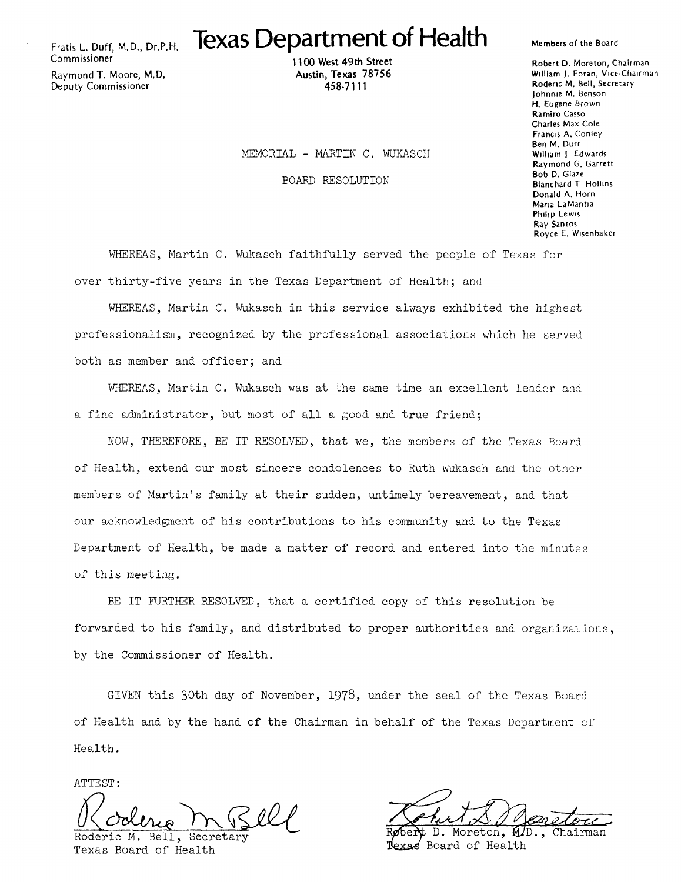Fratis L. Duff, M.D., Dr.P.H.
Commissioner

Raymond T. Moore, M.D.
Deputy Commissioner

# Texas Department of Health

1100 West 49th Street
Austin, Texas 78756
458-7111

Members of the Board

Robert D. Moreton, Chairman
William J. Foran, Vice-Chairman
Roderic M. Bell, Secretary
Johnnie M. Benson
H. Eugene Brown
Ramiro Casso
Charles Max Cole
Francis A. Conley
Ben M. Durr
William J Edwards
Raymond G. Garrett
Bob D. Glaze
Blanchard T Hollins
Donald A. Horn
Maria LaMantia
Philip Lewis
Ray Santos
Royce E. Wisenbaker

MEMORIAL - MARTIN C. WUKASCH

BOARD RESOLUTION

WHEREAS, Martin C. Wukasch faithfully served the people of Texas for over thirty-five years in the Texas Department of Health; and

WHEREAS, Martin C. Wukasch in this service always exhibited the highest professionalism, recognized by the professional associations which he served both as member and officer; and

WHEREAS, Martin C. Wukasch was at the same time an excellent leader and a fine administrator, but most of all a good and true friend;

NOW, THEREFORE, BE IT RESOLVED, that we, the members of the Texas Board of Health, extend our most sincere condolences to Ruth Wukasch and the other members of Martin's family at their sudden, untimely bereavement, and that our acknowledgment of his contributions to his community and to the Texas Department of Health, be made a matter of record and entered into the minutes of this meeting.

BE IT FURTHER RESOLVED, that a certified copy of this resolution be forwarded to his family, and distributed to proper authorities and organizations, by the Commissioner of Health.

GIVEN this 30th day of November, 1978, under the seal of the Texas Board of Health and by the hand of the Chairman in behalf of the Texas Department of Health.

ATTEST:

Roderic M. Bell, Secretary
Texas Board of Health

Robert D. Moreton, M.D., Chairman
Texas Board of Health